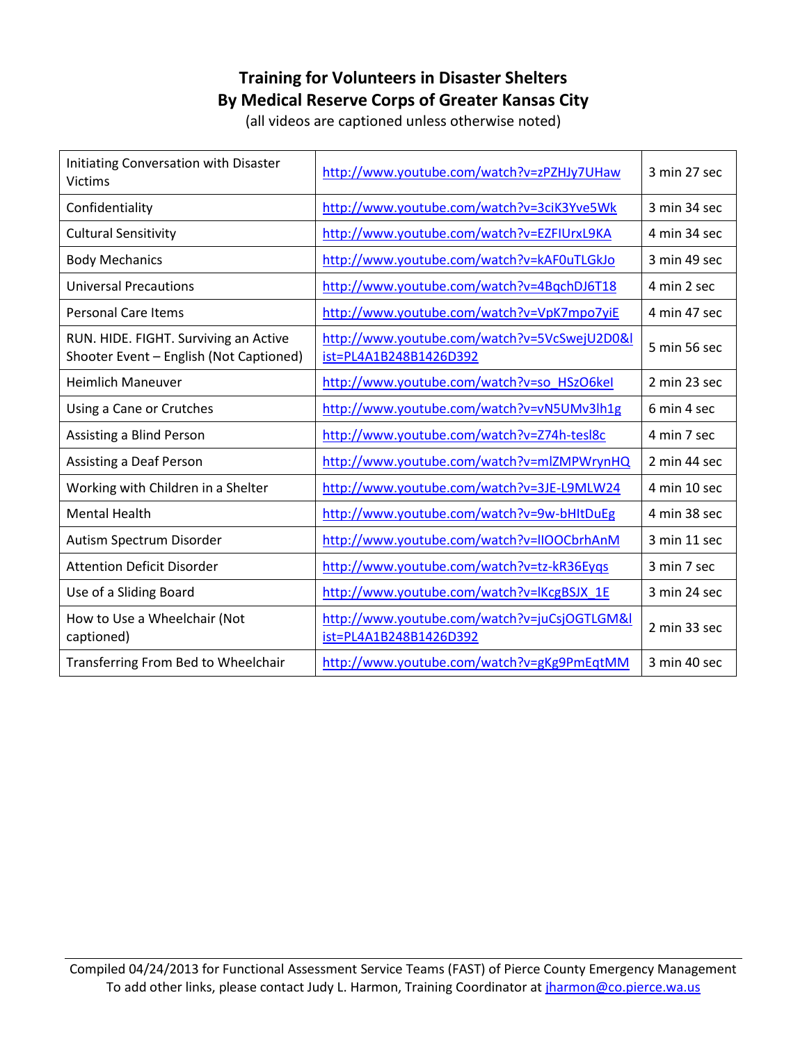# Training for Volunteers in Disaster Shelters
## By Medical Reserve Corps of Greater Kansas City

(all videos are captioned unless otherwise noted)

| | | |
|---|---|---|
| Initiating Conversation with Disaster Victims | http://www.youtube.com/watch?v=zPZHJy7UHaw | 3 min 27 sec |
| Confidentiality | http://www.youtube.com/watch?v=3ciK3Yve5Wk | 3 min 34 sec |
| Cultural Sensitivity | http://www.youtube.com/watch?v=EZFIUrxL9KA | 4 min 34 sec |
| Body Mechanics | http://www.youtube.com/watch?v=kAF0uTLGkJo | 3 min 49 sec |
| Universal Precautions | http://www.youtube.com/watch?v=4BqchDJ6T18 | 4 min 2 sec |
| Personal Care Items | http://www.youtube.com/watch?v=VpK7mpo7yiE | 4 min 47 sec |
| RUN. HIDE. FIGHT. Surviving an Active Shooter Event – English (Not Captioned) | http://www.youtube.com/watch?v=5VcSwejU2D0&list=PL4A1B248B1426D392 | 5 min 56 sec |
| Heimlich Maneuver | http://www.youtube.com/watch?v=so_HSzO6keI | 2 min 23 sec |
| Using a Cane or Crutches | http://www.youtube.com/watch?v=vN5UMv3lh1g | 6 min 4 sec |
| Assisting a Blind Person | http://www.youtube.com/watch?v=Z74h-tesl8c | 4 min 7 sec |
| Assisting a Deaf Person | http://www.youtube.com/watch?v=mlZMPWrynHQ | 2 min 44 sec |
| Working with Children in a Shelter | http://www.youtube.com/watch?v=3JE-L9MLW24 | 4 min 10 sec |
| Mental Health | http://www.youtube.com/watch?v=9w-bHItDuEg | 4 min 38 sec |
| Autism Spectrum Disorder | http://www.youtube.com/watch?v=lIOOCbrhAnM | 3 min 11 sec |
| Attention Deficit Disorder | http://www.youtube.com/watch?v=tz-kR36Eyqs | 3 min 7 sec |
| Use of a Sliding Board | http://www.youtube.com/watch?v=lKcgBSJX_1E | 3 min 24 sec |
| How to Use a Wheelchair (Not captioned) | http://www.youtube.com/watch?v=juCsjOGTLGM&list=PL4A1B248B1426D392 | 2 min 33 sec |
| Transferring From Bed to Wheelchair | http://www.youtube.com/watch?v=gKg9PmEqtMM | 3 min 40 sec |

Compiled 04/24/2013 for Functional Assessment Service Teams (FAST) of Pierce County Emergency Management
To add other links, please contact Judy L. Harmon, Training Coordinator at jharmon@co.pierce.wa.us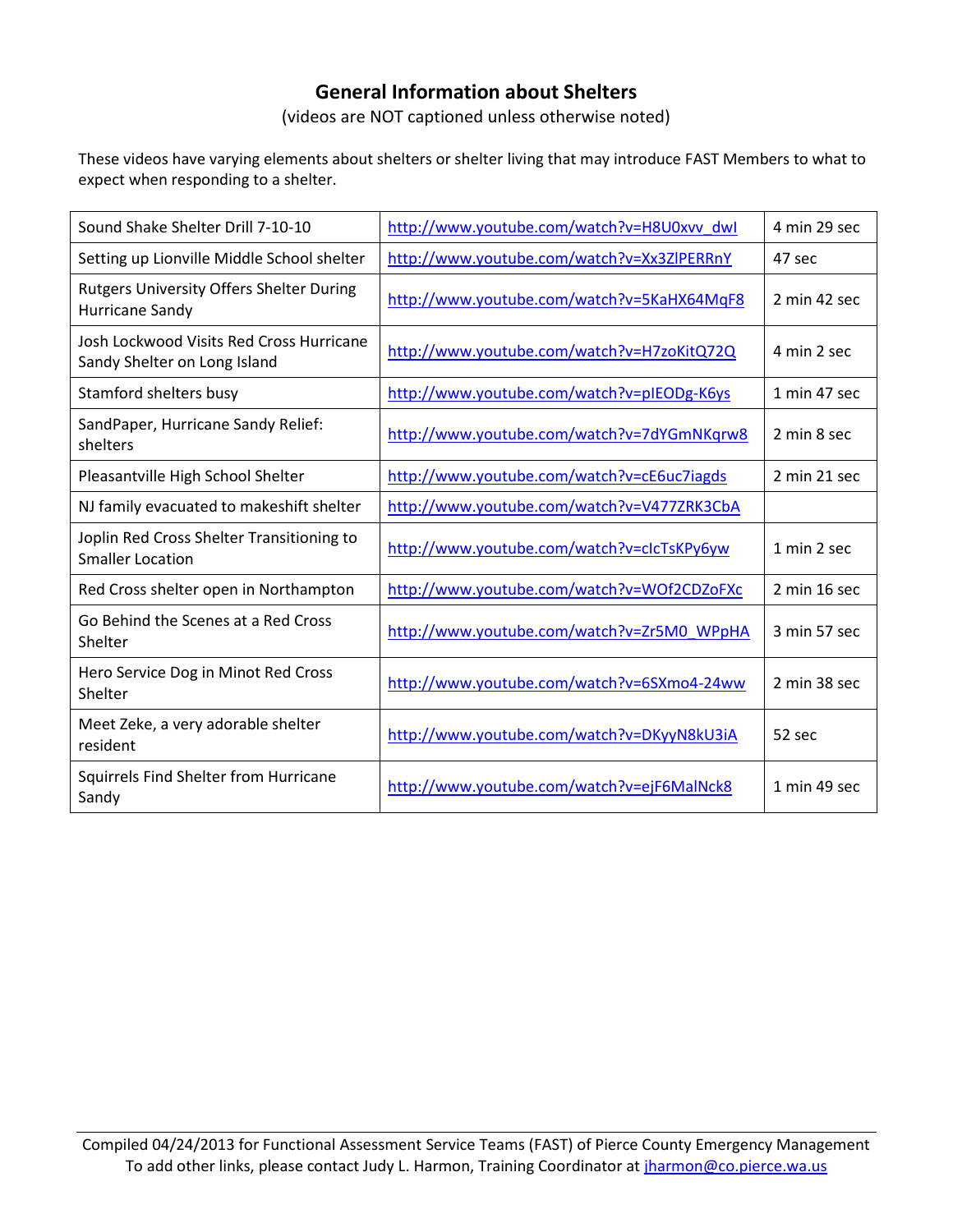## General Information about Shelters

(videos are NOT captioned unless otherwise noted)

These videos have varying elements about shelters or shelter living that may introduce FAST Members to what to expect when responding to a shelter.

| | | |
|---|---|---|
| Sound Shake Shelter Drill 7-10-10 | http://www.youtube.com/watch?v=H8U0xvv_dwI | 4 min 29 sec |
| Setting up Lionville Middle School shelter | http://www.youtube.com/watch?v=Xx3ZlPERRnY | 47 sec |
| Rutgers University Offers Shelter During Hurricane Sandy | http://www.youtube.com/watch?v=5KaHX64MqF8 | 2 min 42 sec |
| Josh Lockwood Visits Red Cross Hurricane Sandy Shelter on Long Island | http://www.youtube.com/watch?v=H7zoKitQ72Q | 4 min 2 sec |
| Stamford shelters busy | http://www.youtube.com/watch?v=pIEODg-K6ys | 1 min 47 sec |
| SandPaper, Hurricane Sandy Relief: shelters | http://www.youtube.com/watch?v=7dYGmNKqrw8 | 2 min 8 sec |
| Pleasantville High School Shelter | http://www.youtube.com/watch?v=cE6uc7iagds | 2 min 21 sec |
| NJ family evacuated to makeshift shelter | http://www.youtube.com/watch?v=V477ZRK3CbA | |
| Joplin Red Cross Shelter Transitioning to Smaller Location | http://www.youtube.com/watch?v=cIcTsKPy6yw | 1 min 2 sec |
| Red Cross shelter open in Northampton | http://www.youtube.com/watch?v=WOf2CDZoFXc | 2 min 16 sec |
| Go Behind the Scenes at a Red Cross Shelter | http://www.youtube.com/watch?v=Zr5M0_WPpHA | 3 min 57 sec |
| Hero Service Dog in Minot Red Cross Shelter | http://www.youtube.com/watch?v=6SXmo4-24ww | 2 min 38 sec |
| Meet Zeke, a very adorable shelter resident | http://www.youtube.com/watch?v=DKyyN8kU3iA | 52 sec |
| Squirrels Find Shelter from Hurricane Sandy | http://www.youtube.com/watch?v=ejF6MalNck8 | 1 min 49 sec |

Compiled 04/24/2013 for Functional Assessment Service Teams (FAST) of Pierce County Emergency Management
To add other links, please contact Judy L. Harmon, Training Coordinator at jharmon@co.pierce.wa.us